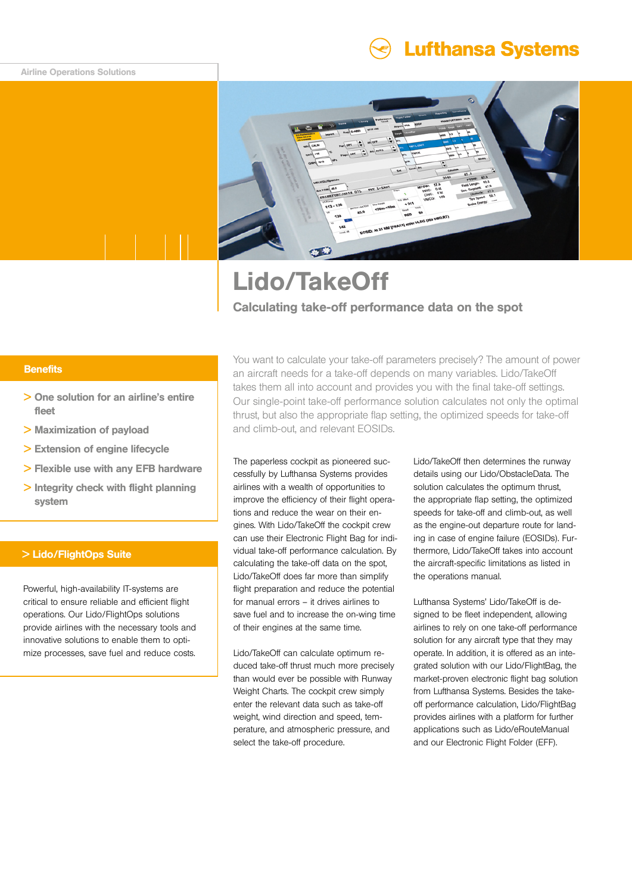Lufthansa Systems

Airline Operations Solutions

# Lido/TakeOff

## Calculating take-off performance data on the spot

### Benefits

- > One solution for an airline's entire fleet
- > Maximization of payload
- > Extension of engine lifecycle
- > Flexible use with any EFB hardware
- > Integrity check with flight planning system

### > Lido/FlightOps Suite

Powerful, high-availability IT-systems are critical to ensure reliable and efficient flight operations. Our Lido/FlightOps solutions provide airlines with the necessary tools and innovative solutions to enable them to optimize processes, save fuel and reduce costs.

You want to calculate your take-off parameters precisely? The amount of power an aircraft needs for a take-off depends on many variables. Lido/TakeOff takes them all into account and provides you with the final take-off settings. Our single-point take-off performance solution calculates not only the optimal thrust, but also the appropriate flap setting, the optimized speeds for take-off and climb-out, and relevant EOSIDs.

The paperless cockpit as pioneered successfully by Lufthansa Systems provides airlines with a wealth of opportunities to improve the efficiency of their flight operations and reduce the wear on their engines. With Lido/TakeOff the cockpit crew can use their Electronic Flight Bag for individual take-off performance calculation. By calculating the take-off data on the spot, Lido/TakeOff does far more than simplify flight preparation and reduce the potential for manual errors – it drives airlines to save fuel and to increase the on-wing time of their engines at the same time.

Lido/TakeOff can calculate optimum reduced take-off thrust much more precisely than would ever be possible with Runway Weight Charts. The cockpit crew simply enter the relevant data such as take-off weight, wind direction and speed, temperature, and atmospheric pressure, and select the take-off procedure.

Lido/TakeOff then determines the runway details using our Lido/ObstacleData. The solution calculates the optimum thrust, the appropriate flap setting, the optimized speeds for take-off and climb-out, as well as the engine-out departure route for landing in case of engine failure (EOSIDs). Furthermore, Lido/TakeOff takes into account the aircraft-specific limitations as listed in the operations manual.

Lufthansa Systems' Lido/TakeOff is designed to be fleet independent, allowing airlines to rely on one take-off performance solution for any aircraft type that they may operate. In addition, it is offered as an integrated solution with our Lido/FlightBag, the market-proven electronic flight bag solution from Lufthansa Systems. Besides the take-off performance calculation, Lido/FlightBag provides airlines with a platform for further applications such as Lido/eRouteManual and our Electronic Flight Folder (EFF).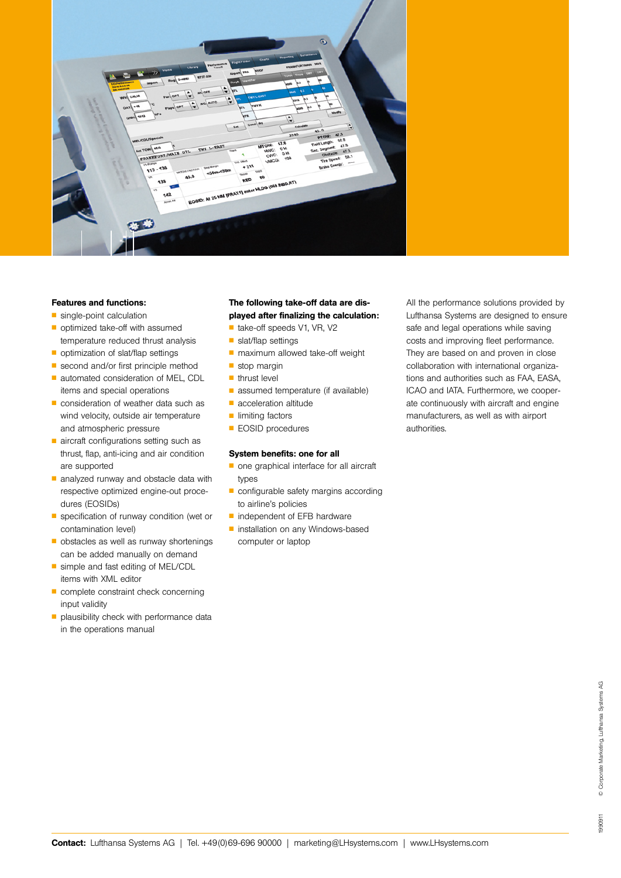**Features and functions:**

- single-point calculation
- optimized take-off with assumed temperature reduced thrust analysis
- optimization of slat/flap settings
- second and/or first principle method
- automated consideration of MEL, CDL items and special operations
- consideration of weather data such as wind velocity, outside air temperature and atmospheric pressure
- aircraft configurations setting such as thrust, flap, anti-icing and air condition are supported
- analyzed runway and obstacle data with respective optimized engine-out procedures (EOSIDs)
- specification of runway condition (wet or contamination level)
- obstacles as well as runway shortenings can be added manually on demand
- simple and fast editing of MEL/CDL items with XML editor
- complete constraint check concerning input validity
- plausibility check with performance data in the operations manual

**The following take-off data are displayed after finalizing the calculation:**

- take-off speeds V1, VR, V2
- slat/flap settings
- maximum allowed take-off weight
- stop margin
- thrust level
- assumed temperature (if available)
- acceleration altitude
- limiting factors
- EOSID procedures

**System benefits: one for all**

- one graphical interface for all aircraft types
- configurable safety margins according to airline's policies
- independent of EFB hardware
- installation on any Windows-based computer or laptop

All the performance solutions provided by Lufthansa Systems are designed to ensure safe and legal operations while saving costs and improving fleet performance. They are based on and proven in close collaboration with international organizations and authorities such as FAA, EASA, ICAO and IATA. Furthermore, we cooperate continuously with aircraft and engine manufacturers, as well as with airport authorities.

**Contact:** Lufthansa Systems AG | Tel. +49(0)69-696 90000 | marketing@LHsystems.com | www.LHsystems.com

© Corporate Marketing, Lufthansa Systems AG

1990911